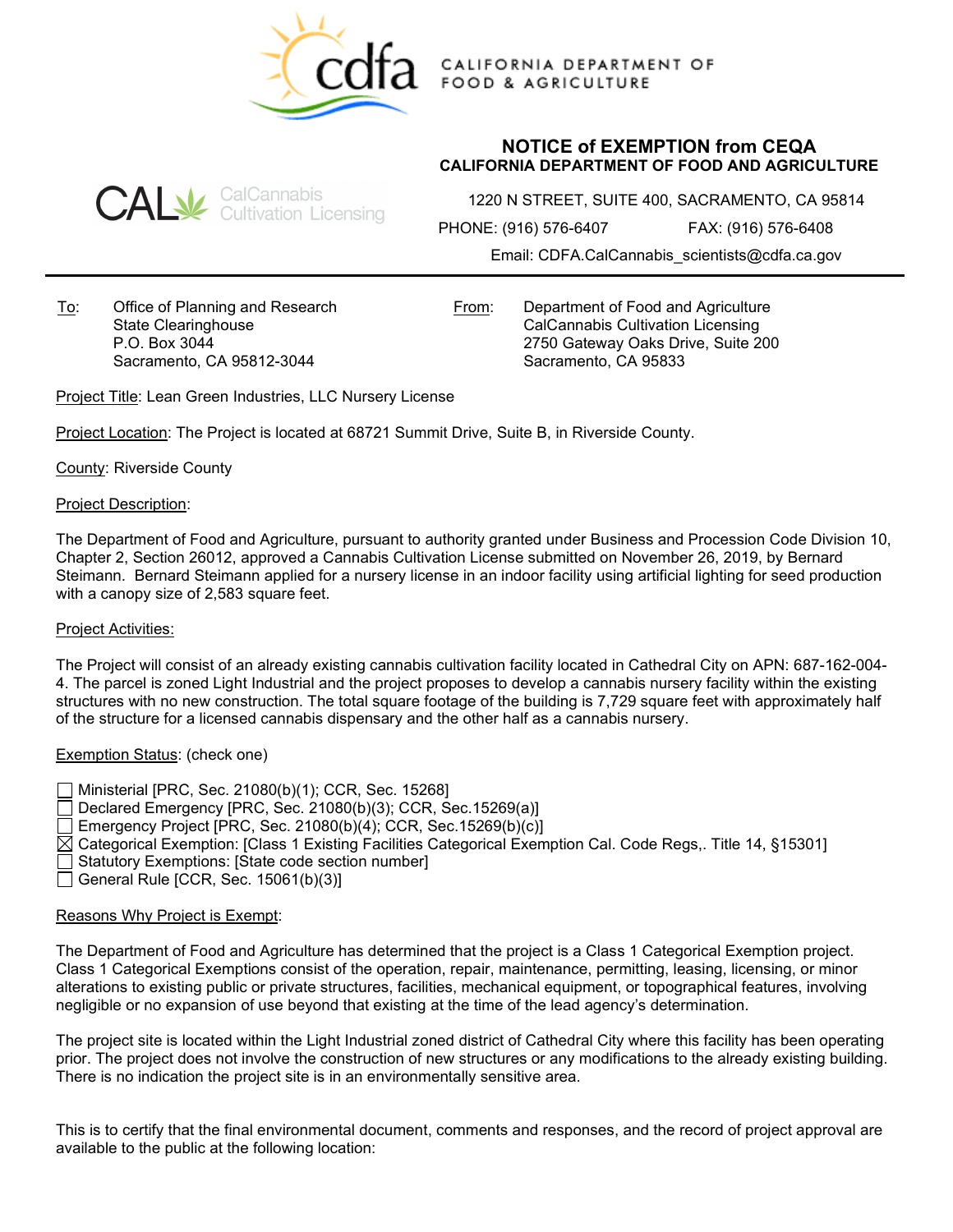CALIFORNIA DEPARTMENT OF FOOD & AGRICULTURE

CalCannabis Cultivation Licensing

# NOTICE of EXEMPTION from CEQA

## CALIFORNIA DEPARTMENT OF FOOD AND AGRICULTURE

1220 N STREET, SUITE 400, SACRAMENTO, CA 95814

PHONE: (916) 576-6407 FAX: (916) 576-6408

Email: CDFA.CalCannabis_scientists@cdfa.ca.gov

---

To: Office of Planning and Research
State Clearinghouse
P.O. Box 3044
Sacramento, CA 95812-3044

From: Department of Food and Agriculture
CalCannabis Cultivation Licensing
2750 Gateway Oaks Drive, Suite 200
Sacramento, CA 95833

Project Title: Lean Green Industries, LLC Nursery License

Project Location: The Project is located at 68721 Summit Drive, Suite B, in Riverside County.

County: Riverside County

Project Description:

The Department of Food and Agriculture, pursuant to authority granted under Business and Procession Code Division 10, Chapter 2, Section 26012, approved a Cannabis Cultivation License submitted on November 26, 2019, by Bernard Steimann. Bernard Steimann applied for a nursery license in an indoor facility using artificial lighting for seed production with a canopy size of 2,583 square feet.

Project Activities:

The Project will consist of an already existing cannabis cultivation facility located in Cathedral City on APN: 687-162-004-4. The parcel is zoned Light Industrial and the project proposes to develop a cannabis nursery facility within the existing structures with no new construction. The total square footage of the building is 7,729 square feet with approximately half of the structure for a licensed cannabis dispensary and the other half as a cannabis nursery.

Exemption Status: (check one)

- ☐ Ministerial [PRC, Sec. 21080(b)(1); CCR, Sec. 15268]
- ☐ Declared Emergency [PRC, Sec. 21080(b)(3); CCR, Sec.15269(a)]
- ☐ Emergency Project [PRC, Sec. 21080(b)(4); CCR, Sec.15269(b)(c)]
- ☒ Categorical Exemption: [Class 1 Existing Facilities Categorical Exemption Cal. Code Regs,. Title 14, §15301]
- ☐ Statutory Exemptions: [State code section number]
- ☐ General Rule [CCR, Sec. 15061(b)(3)]

Reasons Why Project is Exempt:

The Department of Food and Agriculture has determined that the project is a Class 1 Categorical Exemption project. Class 1 Categorical Exemptions consist of the operation, repair, maintenance, permitting, leasing, licensing, or minor alterations to existing public or private structures, facilities, mechanical equipment, or topographical features, involving negligible or no expansion of use beyond that existing at the time of the lead agency's determination.

The project site is located within the Light Industrial zoned district of Cathedral City where this facility has been operating prior. The project does not involve the construction of new structures or any modifications to the already existing building. There is no indication the project site is in an environmentally sensitive area.

This is to certify that the final environmental document, comments and responses, and the record of project approval are available to the public at the following location: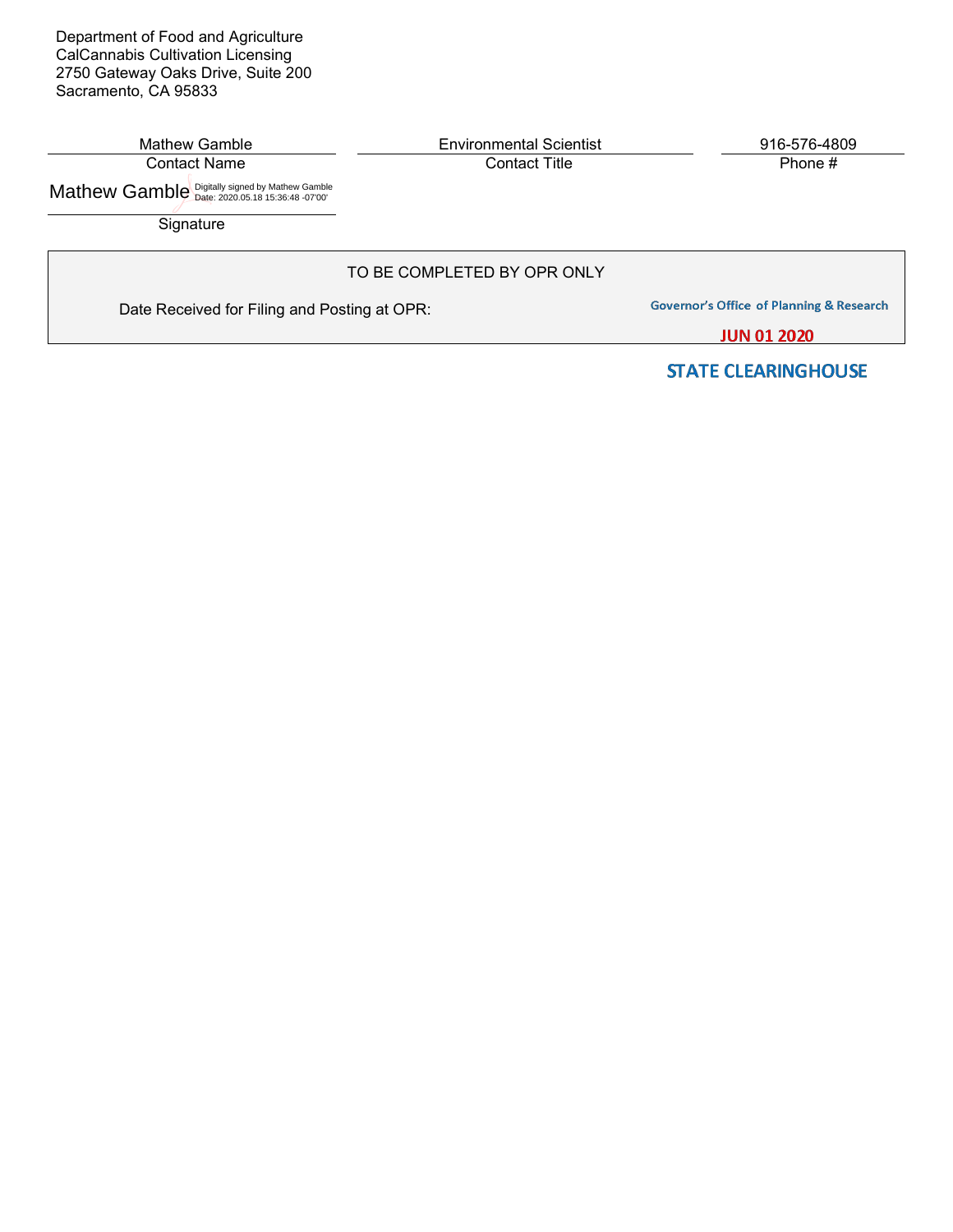Department of Food and Agriculture
CalCannabis Cultivation Licensing
2750 Gateway Oaks Drive, Suite 200
Sacramento, CA 95833

| Mathew Gamble | Environmental Scientist | 916-576-4809 |
|---|---|---|
| Contact Name | Contact Title | Phone # |

Mathew Gamble Digitally signed by Mathew Gamble Date: 2020.05.18 15:36:48 -07'00'

Signature

TO BE COMPLETED BY OPR ONLY

Date Received for Filing and Posting at OPR:

Governor's Office of Planning & Research

JUN 01 2020

STATE CLEARINGHOUSE